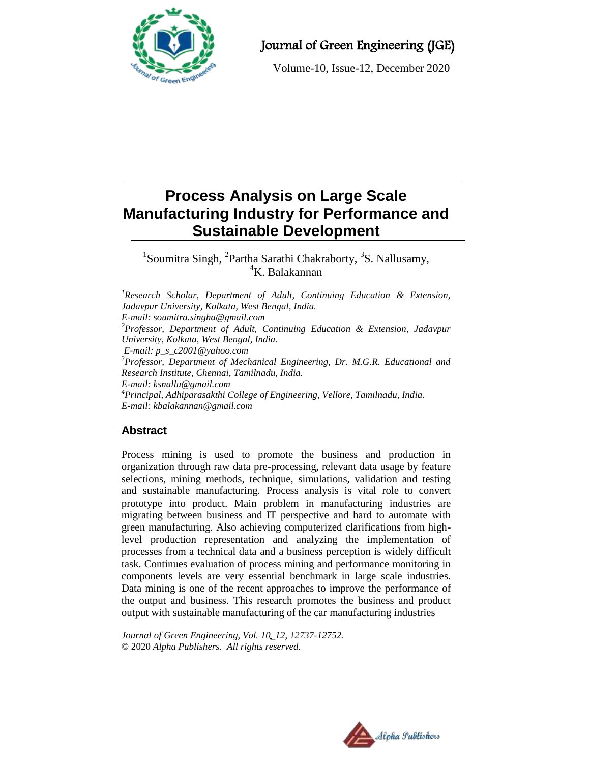# Process Analysis on Large Scale Manufacturing Industry for Performance and Sustainable Development

[1]Soumitra Singh, [2]Partha Sarathi Chakraborty, [3]S. Nallusamy, [4]K. Balakannan

*[1]Research Scholar, Department of Adult, Continuing Education & Extension, Jadavpur University, Kolkata, West Bengal, India.*
*E-mail: soumitra.singha@gmail.com*
*[2]Professor, Department of Adult, Continuing Education & Extension, Jadavpur University, Kolkata, West Bengal, India.*
*E-mail: p_s_c2001@yahoo.com*
*[3]Professor, Department of Mechanical Engineering, Dr. M.G.R. Educational and Research Institute, Chennai, Tamilnadu, India.*
*E-mail: ksnallu@gmail.com*
*[4]Principal, Adhiparasakthi College of Engineering, Vellore, Tamilnadu, India.*
*E-mail: kbalakannan@gmail.com*

## Abstract

Process mining is used to promote the business and production in organization through raw data pre-processing, relevant data usage by feature selections, mining methods, technique, simulations, validation and testing and sustainable manufacturing. Process analysis is vital role to convert prototype into product. Main problem in manufacturing industries are migrating between business and IT perspective and hard to automate with green manufacturing. Also achieving computerized clarifications from high-level production representation and analyzing the implementation of processes from a technical data and a business perception is widely difficult task. Continues evaluation of process mining and performance monitoring in components levels are very essential benchmark in large scale industries. Data mining is one of the recent approaches to improve the performance of the output and business. This research promotes the business and product output with sustainable manufacturing of the car manufacturing industries

*Journal of Green Engineering, Vol. 10_12, 12737-12752.*
© 2020 *Alpha Publishers. All rights reserved.*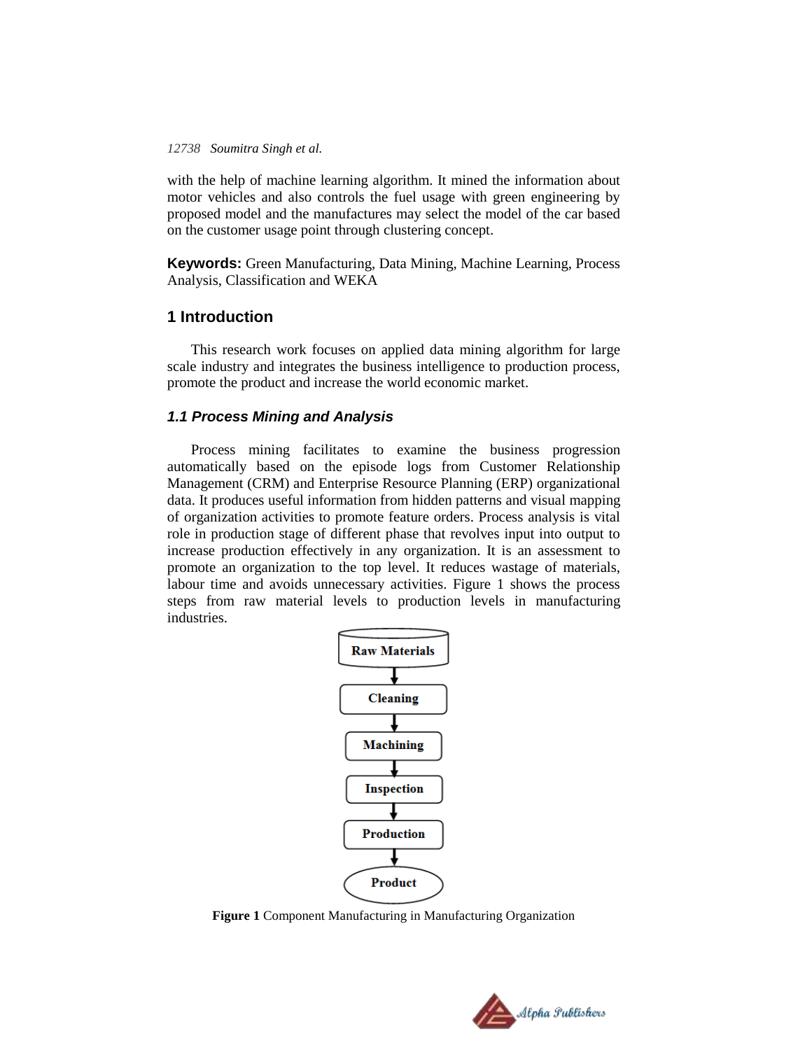with the help of machine learning algorithm. It mined the information about motor vehicles and also controls the fuel usage with green engineering by proposed model and the manufactures may select the model of the car based on the customer usage point through clustering concept.

**Keywords:** Green Manufacturing, Data Mining, Machine Learning, Process Analysis, Classification and WEKA

## 1 Introduction

This research work focuses on applied data mining algorithm for large scale industry and integrates the business intelligence to production process, promote the product and increase the world economic market.

### *1.1 Process Mining and Analysis*

Process mining facilitates to examine the business progression automatically based on the episode logs from Customer Relationship Management (CRM) and Enterprise Resource Planning (ERP) organizational data. It produces useful information from hidden patterns and visual mapping of organization activities to promote feature orders. Process analysis is vital role in production stage of different phase that revolves input into output to increase production effectively in any organization. It is an assessment to promote an organization to the top level. It reduces wastage of materials, labour time and avoids unnecessary activities. Figure 1 shows the process steps from raw material levels to production levels in manufacturing industries.

Raw Materials → Cleaning → Machining → Inspection → Production → Product

**Figure 1** Component Manufacturing in Manufacturing Organization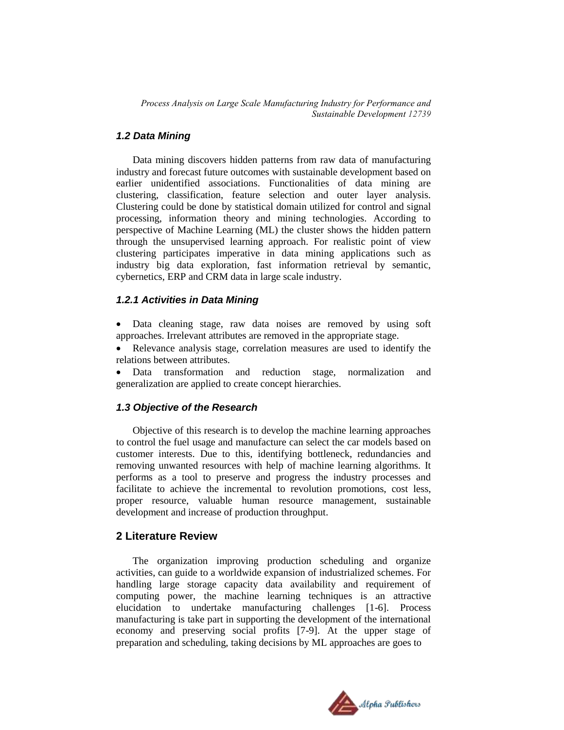### 1.2 Data Mining

Data mining discovers hidden patterns from raw data of manufacturing industry and forecast future outcomes with sustainable development based on earlier unidentified associations. Functionalities of data mining are clustering, classification, feature selection and outer layer analysis. Clustering could be done by statistical domain utilized for control and signal processing, information theory and mining technologies. According to perspective of Machine Learning (ML) the cluster shows the hidden pattern through the unsupervised learning approach. For realistic point of view clustering participates imperative in data mining applications such as industry big data exploration, fast information retrieval by semantic, cybernetics, ERP and CRM data in large scale industry.

#### 1.2.1 Activities in Data Mining

- Data cleaning stage, raw data noises are removed by using soft approaches. Irrelevant attributes are removed in the appropriate stage.
- Relevance analysis stage, correlation measures are used to identify the relations between attributes.
- Data transformation and reduction stage, normalization and generalization are applied to create concept hierarchies.

### 1.3 Objective of the Research

Objective of this research is to develop the machine learning approaches to control the fuel usage and manufacture can select the car models based on customer interests. Due to this, identifying bottleneck, redundancies and removing unwanted resources with help of machine learning algorithms. It performs as a tool to preserve and progress the industry processes and facilitate to achieve the incremental to revolution promotions, cost less, proper resource, valuable human resource management, sustainable development and increase of production throughput.

## 2 Literature Review

The organization improving production scheduling and organize activities, can guide to a worldwide expansion of industrialized schemes. For handling large storage capacity data availability and requirement of computing power, the machine learning techniques is an attractive elucidation to undertake manufacturing challenges [1-6]. Process manufacturing is take part in supporting the development of the international economy and preserving social profits [7-9]. At the upper stage of preparation and scheduling, taking decisions by ML approaches are goes to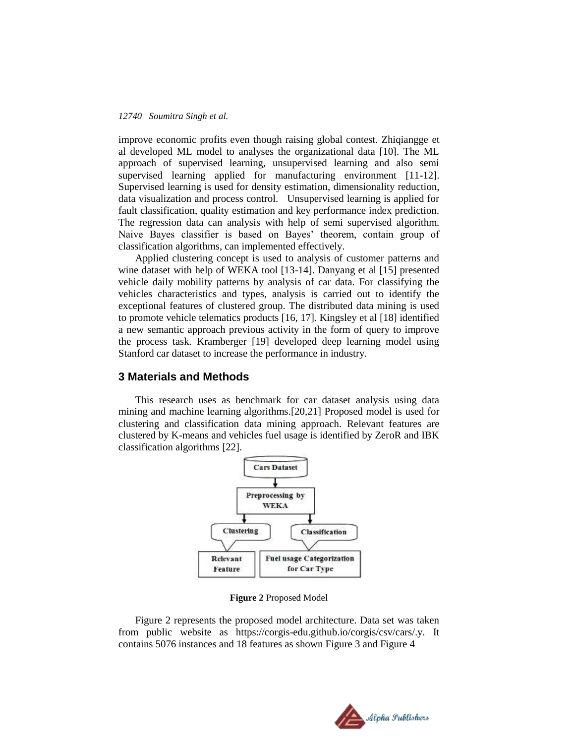improve economic profits even though raising global contest. Zhiqiangge et al developed ML model to analyses the organizational data [10]. The ML approach of supervised learning, unsupervised learning and also semi supervised learning applied for manufacturing environment [11-12]. Supervised learning is used for density estimation, dimensionality reduction, data visualization and process control. Unsupervised learning is applied for fault classification, quality estimation and key performance index prediction. The regression data can analysis with help of semi supervised algorithm. Naive Bayes classifier is based on Bayes' theorem, contain group of classification algorithms, can implemented effectively.

Applied clustering concept is used to analysis of customer patterns and wine dataset with help of WEKA tool [13-14]. Danyang et al [15] presented vehicle daily mobility patterns by analysis of car data. For classifying the vehicles characteristics and types, analysis is carried out to identify the exceptional features of clustered group. The distributed data mining is used to promote vehicle telematics products [16, 17]. Kingsley et al [18] identified a new semantic approach previous activity in the form of query to improve the process task. Kramberger [19] developed deep learning model using Stanford car dataset to increase the performance in industry.

## 3 Materials and Methods

This research uses as benchmark for car dataset analysis using data mining and machine learning algorithms.[20,21] Proposed model is used for clustering and classification data mining approach. Relevant features are clustered by K-means and vehicles fuel usage is identified by ZeroR and IBK classification algorithms [22].

Cars Dataset → Preprocessing by WEKA → Clustering → Relevant Feature; Classification → Fuel usage Categorization for Car Type

**Figure 2** Proposed Model

Figure 2 represents the proposed model architecture. Data set was taken from public website as https://corgis-edu.github.io/corgis/csv/cars/.y. It contains 5076 instances and 18 features as shown Figure 3 and Figure 4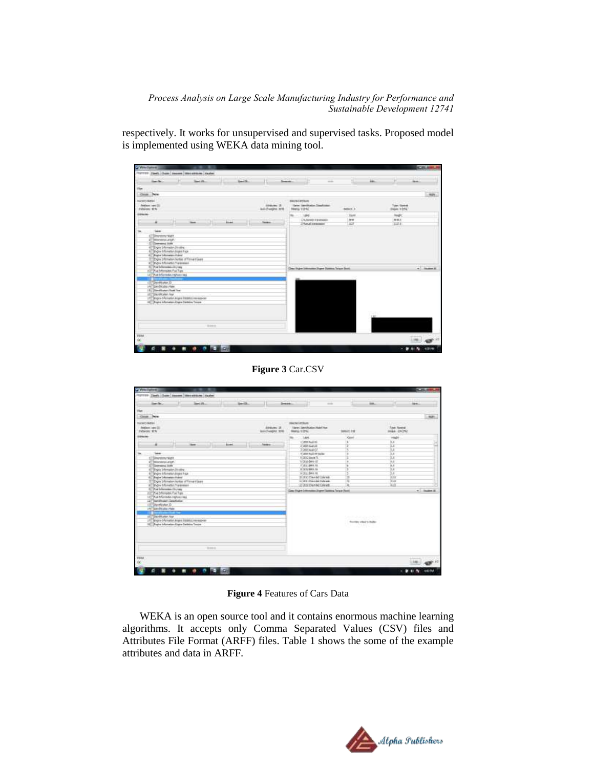respectively. It works for unsupervised and supervised tasks. Proposed model is implemented using WEKA data mining tool.

**Figure 3** Car.CSV

**Figure 4** Features of Cars Data

WEKA is an open source tool and it contains enormous machine learning algorithms. It accepts only Comma Separated Values (CSV) files and Attributes File Format (ARFF) files. Table 1 shows the some of the example attributes and data in ARFF.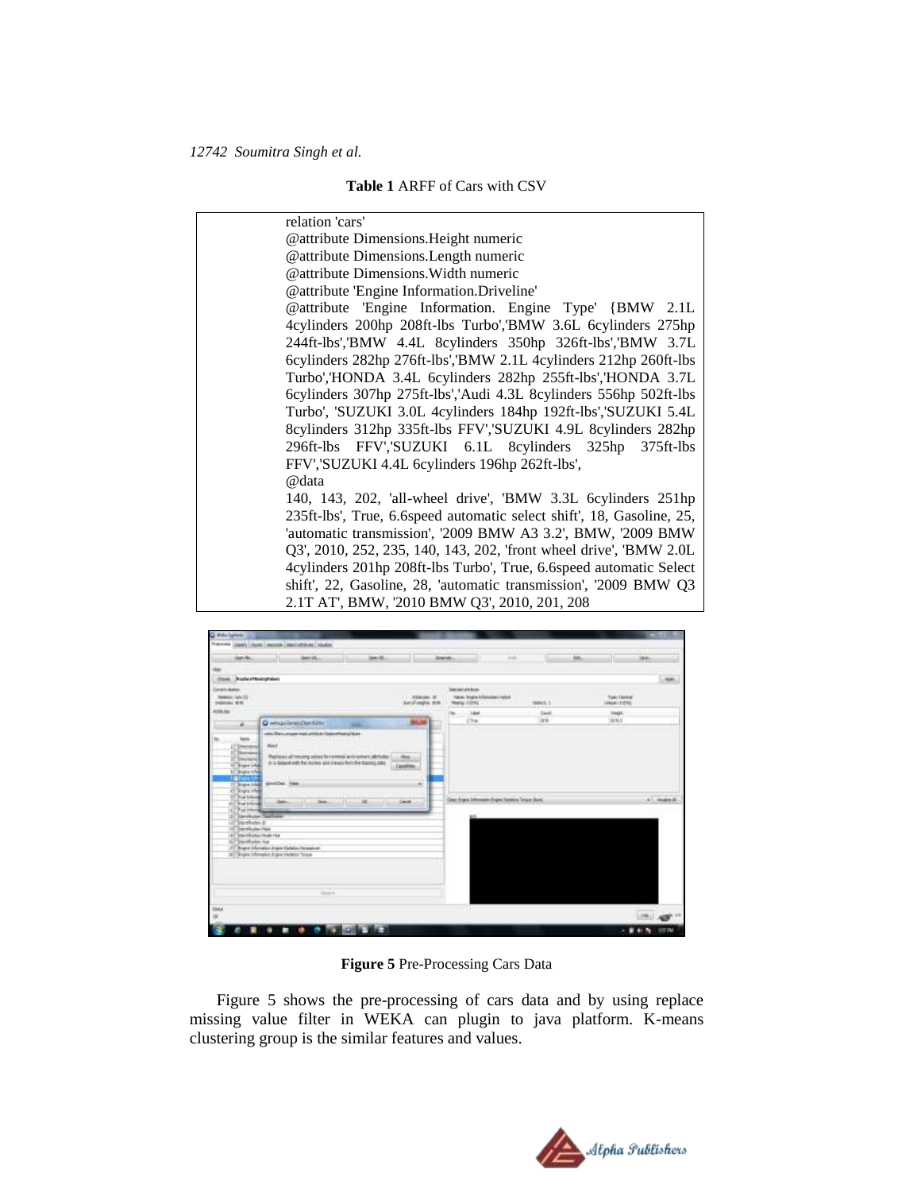**Table 1** ARFF of Cars with CSV

```
relation 'cars'
@attribute Dimensions.Height numeric
@attribute Dimensions.Length numeric
@attribute Dimensions.Width numeric
@attribute 'Engine Information.Driveline'
@attribute 'Engine Information. Engine Type' {BMW 2.1L 4cylinders 200hp 208ft-lbs Turbo','BMW 3.6L 6cylinders 275hp 244ft-lbs','BMW 4.4L 8cylinders 350hp 326ft-lbs','BMW 3.7L 6cylinders 282hp 276ft-lbs','BMW 2.1L 4cylinders 212hp 260ft-lbs Turbo','HONDA 3.4L 6cylinders 282hp 255ft-lbs','HONDA 3.7L 6cylinders 307hp 275ft-lbs','Audi 4.3L 8cylinders 556hp 502ft-lbs Turbo', 'SUZUKI 3.0L 4cylinders 184hp 192ft-lbs','SUZUKI 5.4L 8cylinders 312hp 335ft-lbs FFV','SUZUKI 4.9L 8cylinders 282hp 296ft-lbs FFV','SUZUKI 6.1L 8cylinders 325hp 375ft-lbs FFV','SUZUKI 4.4L 6cylinders 196hp 262ft-lbs',
@data
140, 143, 202, 'all-wheel drive', 'BMW 3.3L 6cylinders 251hp 235ft-lbs', True, 6.6speed automatic select shift', 18, Gasoline, 25, 'automatic transmission', '2009 BMW A3 3.2', BMW, '2009 BMW Q3', 2010, 252, 235, 140, 143, 202, 'front wheel drive', 'BMW 2.0L 4cylinders 201hp 208ft-lbs Turbo', True, 6.6speed automatic Select shift', 22, Gasoline, 28, 'automatic transmission', '2009 BMW Q3 2.1T AT', BMW, '2010 BMW Q3', 2010, 201, 208
```

**Figure 5** Pre-Processing Cars Data

Figure 5 shows the pre-processing of cars data and by using replace missing value filter in WEKA can plugin to java platform. K-means clustering group is the similar features and values.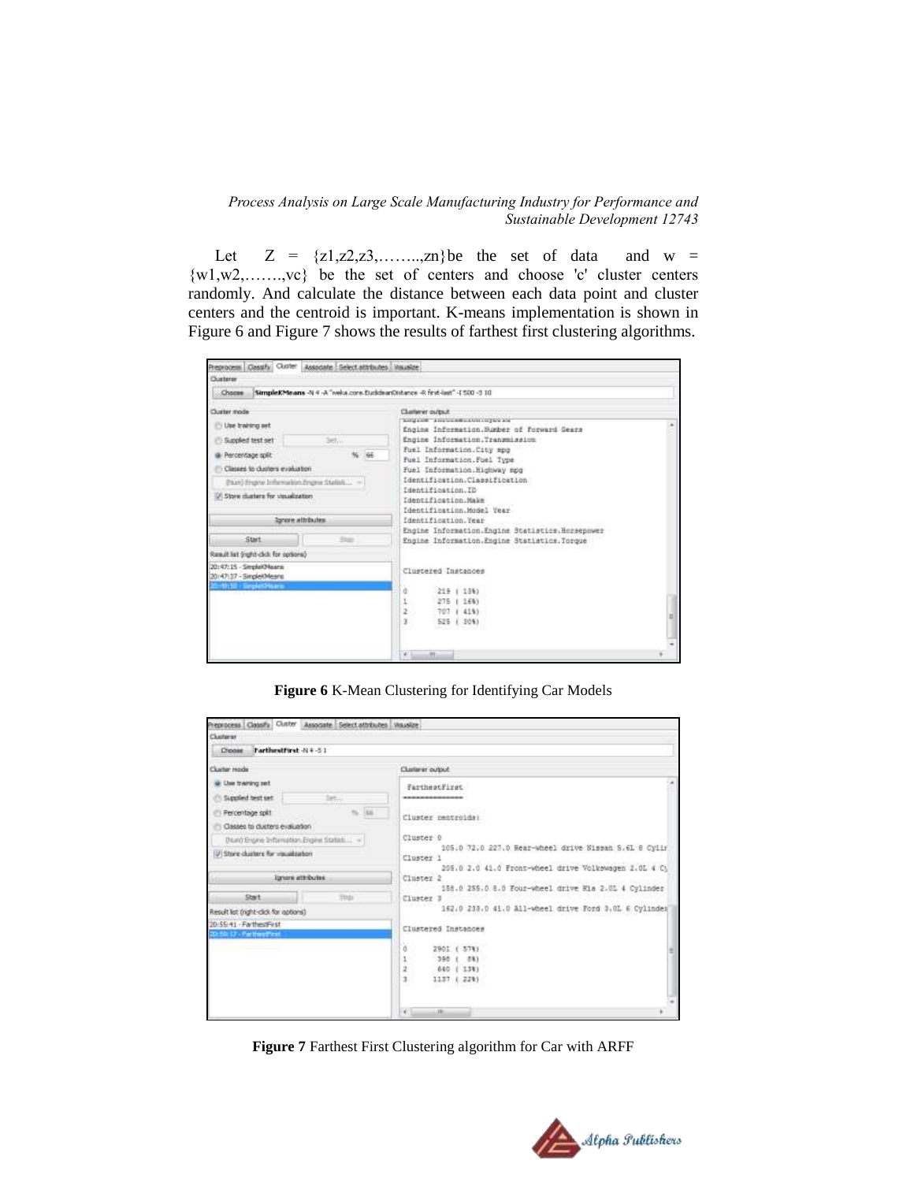Let $Z = \{z1,z2,z3,\ldots\ldots..,zn\}$be the set of data and $w = \{w1,w2,\ldots\ldots.,vc\}$ be the set of centers and choose 'c' cluster centers randomly. And calculate the distance between each data point and cluster centers and the centroid is important. K-means implementation is shown in Figure 6 and Figure 7 shows the results of farthest first clustering algorithms.

**Figure 6** K-Mean Clustering for Identifying Car Models

**Figure 7** Farthest First Clustering algorithm for Car with ARFF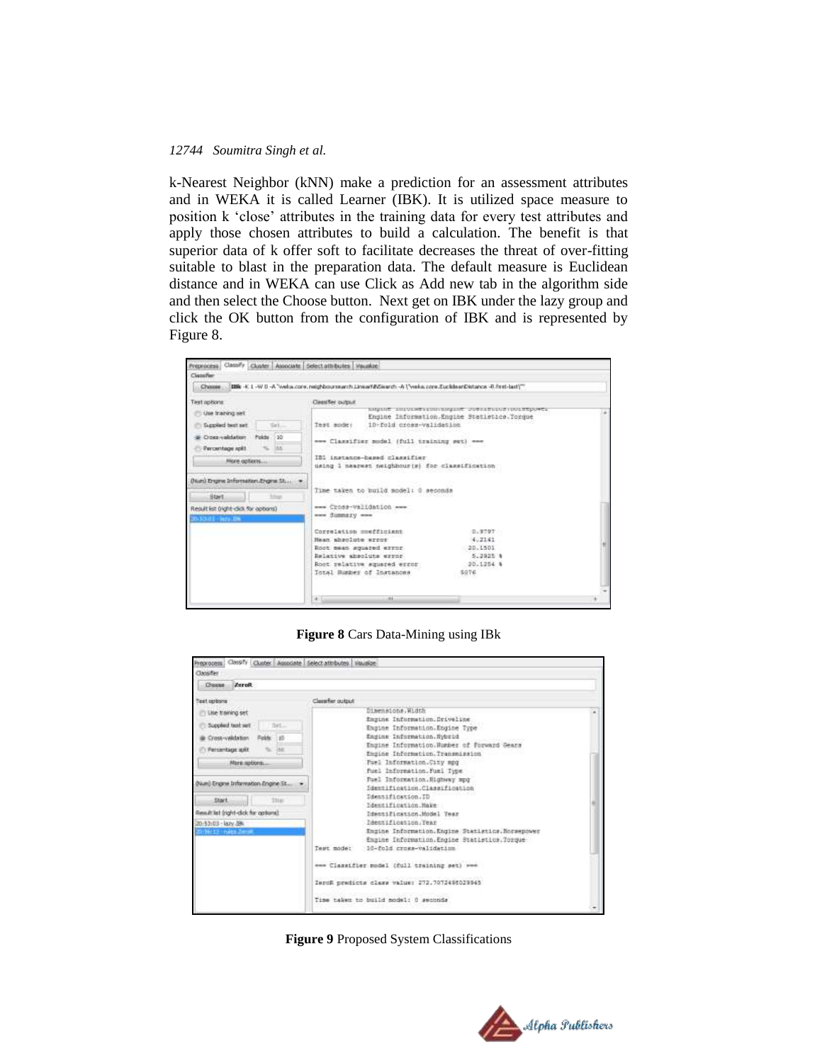k-Nearest Neighbor (kNN) make a prediction for an assessment attributes and in WEKA it is called Learner (IBK). It is utilized space measure to position k 'close' attributes in the training data for every test attributes and apply those chosen attributes to build a calculation. The benefit is that superior data of k offer soft to facilitate decreases the threat of over-fitting suitable to blast in the preparation data. The default measure is Euclidean distance and in WEKA can use Click as Add new tab in the algorithm side and then select the Choose button. Next get on IBK under the lazy group and click the OK button from the configuration of IBK and is represented by Figure 8.

**Figure 8** Cars Data-Mining using IBk

**Figure 9** Proposed System Classifications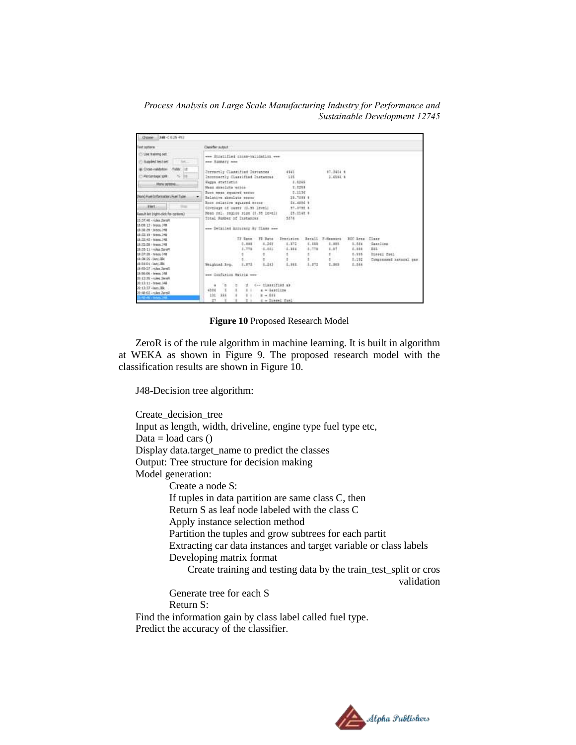**Figure 10** Proposed Research Model

ZeroR is of the rule algorithm in machine learning. It is built in algorithm at WEKA as shown in Figure 9. The proposed research model with the classification results are shown in Figure 10.

J48-Decision tree algorithm:

Create_decision_tree
Input as length, width, driveline, engine type fuel type etc,
Data = load cars ()
Display data.target_name to predict the classes
Output: Tree structure for decision making
Model generation:

- Create a node S:
- If tuples in data partition are same class C, then
- Return S as leaf node labeled with the class C
- Apply instance selection method
- Partition the tuples and grow subtrees for each partit
- Extracting car data instances and target variable or class labels
- Developing matrix format
  - Create training and testing data by the train_test_split or cros validation
- Generate tree for each S
- Return S:

Find the information gain by class label called fuel type.
Predict the accuracy of the classifier.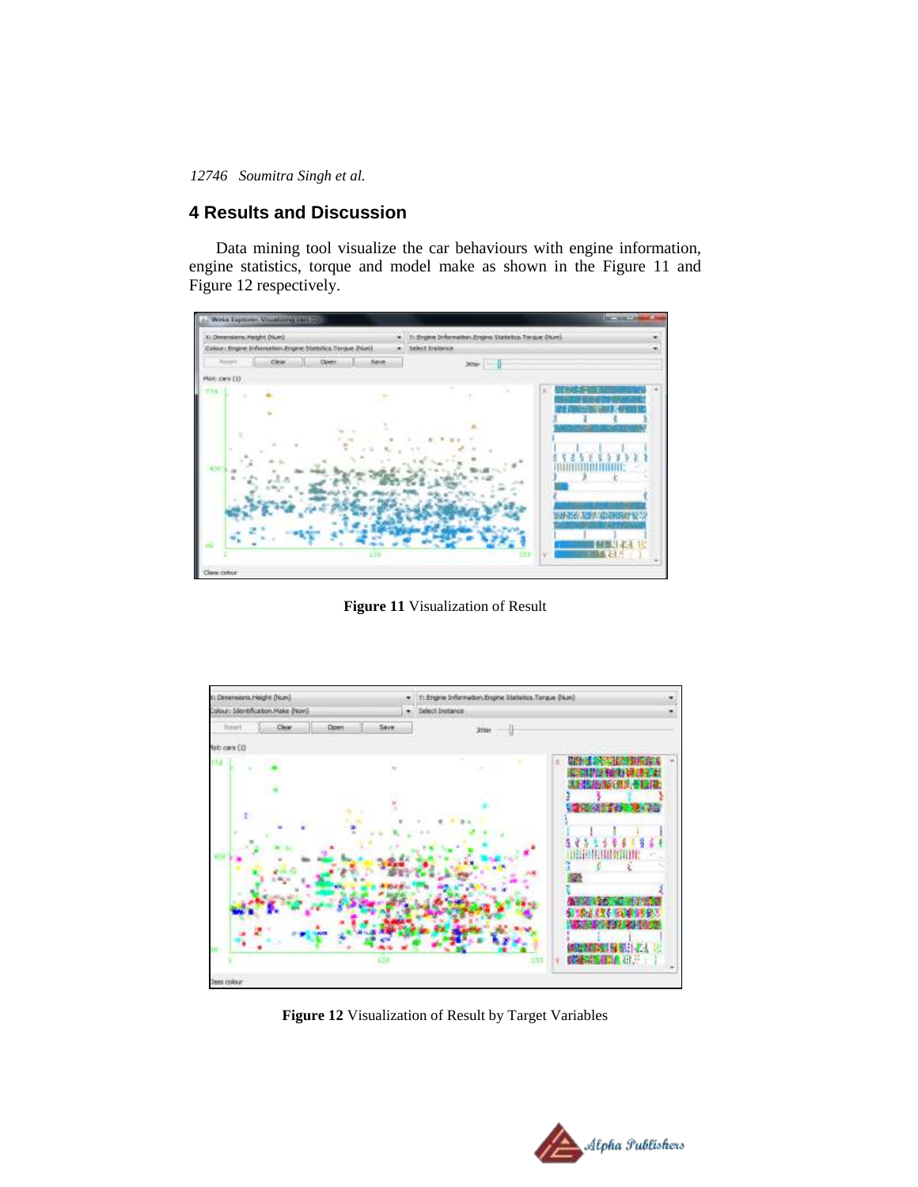## 4 Results and Discussion

Data mining tool visualize the car behaviours with engine information, engine statistics, torque and model make as shown in the Figure 11 and Figure 12 respectively.

**Figure 11** Visualization of Result

**Figure 12** Visualization of Result by Target Variables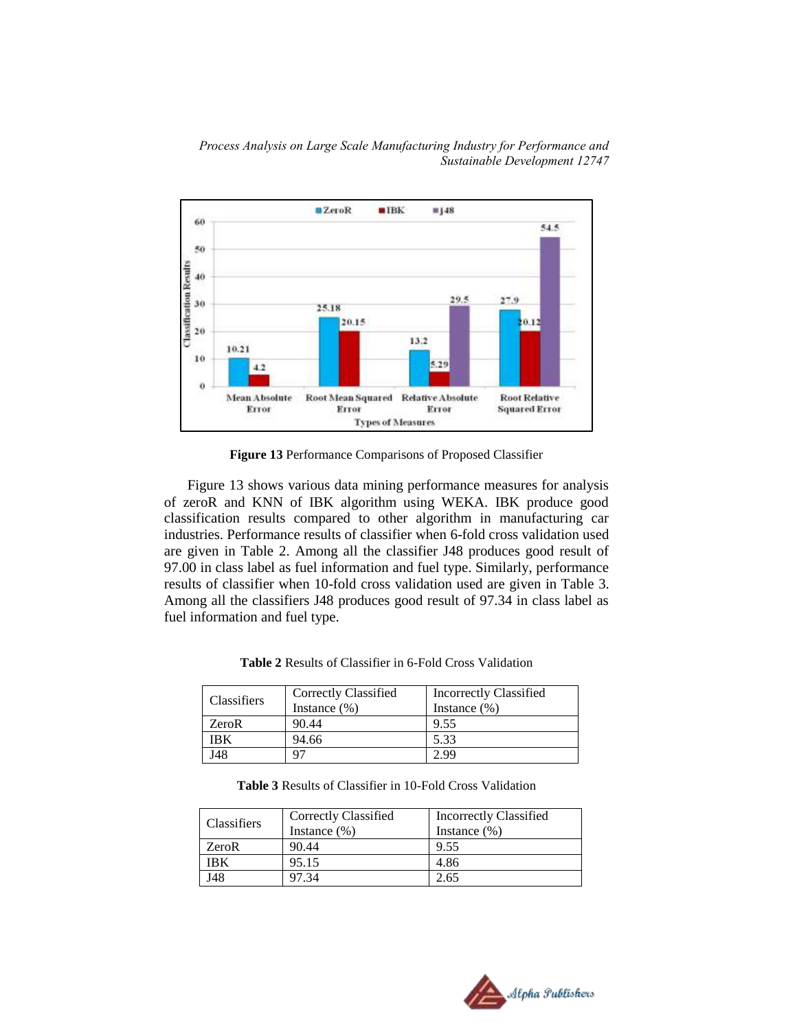**Figure 13** Performance Comparisons of Proposed Classifier

Figure 13 shows various data mining performance measures for analysis of zeroR and KNN of IBK algorithm using WEKA. IBK produce good classification results compared to other algorithm in manufacturing car industries. Performance results of classifier when 6-fold cross validation used are given in Table 2. Among all the classifier J48 produces good result of 97.00 in class label as fuel information and fuel type. Similarly, performance results of classifier when 10-fold cross validation used are given in Table 3. Among all the classifiers J48 produces good result of 97.34 in class label as fuel information and fuel type.

**Table 2** Results of Classifier in 6-Fold Cross Validation

| Classifiers | Correctly Classified Instance (%) | Incorrectly Classified Instance (%) |
|---|---|---|
| ZeroR | 90.44 | 9.55 |
| IBK | 94.66 | 5.33 |
| J48 | 97 | 2.99 |

**Table 3** Results of Classifier in 10-Fold Cross Validation

| Classifiers | Correctly Classified Instance (%) | Incorrectly Classified Instance (%) |
|---|---|---|
| ZeroR | 90.44 | 9.55 |
| IBK | 95.15 | 4.86 |
| J48 | 97.34 | 2.65 |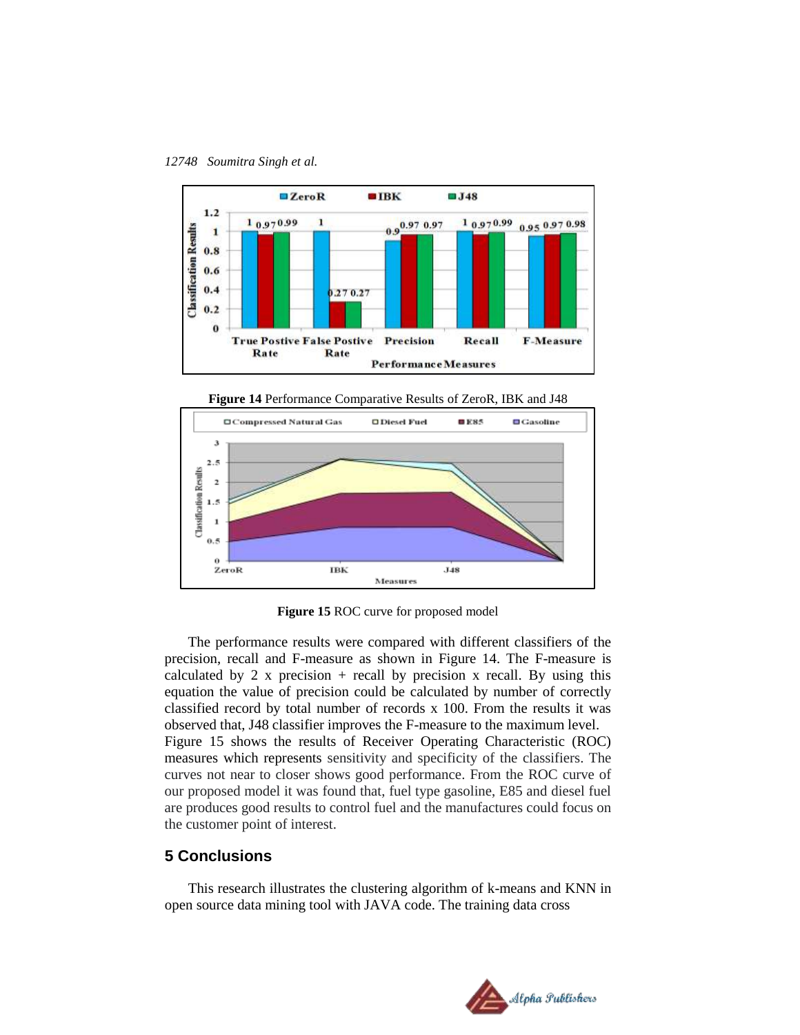**Figure 14** Performance Comparative Results of ZeroR, IBK and J48

**Figure 15** ROC curve for proposed model

The performance results were compared with different classifiers of the precision, recall and F-measure as shown in Figure 14. The F-measure is calculated by 2 x precision + recall by precision x recall. By using this equation the value of precision could be calculated by number of correctly classified record by total number of records x 100. From the results it was observed that, J48 classifier improves the F-measure to the maximum level.
Figure 15 shows the results of Receiver Operating Characteristic (ROC) measures which represents sensitivity and specificity of the classifiers. The curves not near to closer shows good performance. From the ROC curve of our proposed model it was found that, fuel type gasoline, E85 and diesel fuel are produces good results to control fuel and the manufactures could focus on the customer point of interest.

## 5 Conclusions

This research illustrates the clustering algorithm of k-means and KNN in open source data mining tool with JAVA code. The training data cross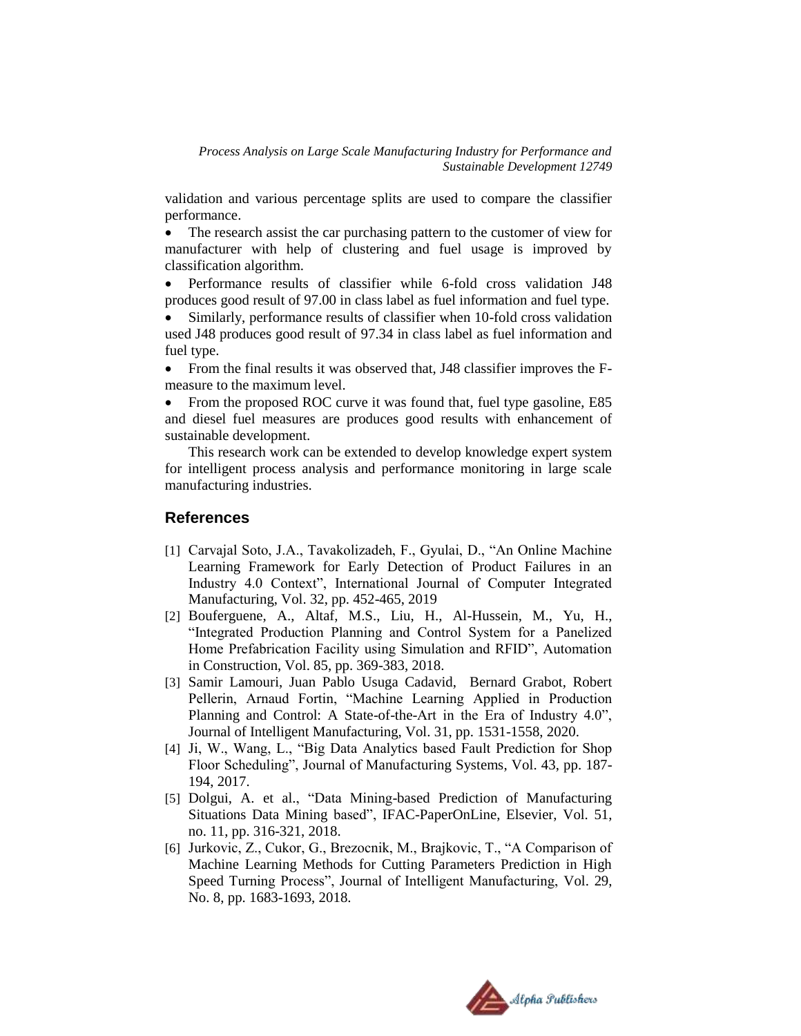validation and various percentage splits are used to compare the classifier performance.

- The research assist the car purchasing pattern to the customer of view for manufacturer with help of clustering and fuel usage is improved by classification algorithm.
- Performance results of classifier while 6-fold cross validation J48 produces good result of 97.00 in class label as fuel information and fuel type.
- Similarly, performance results of classifier when 10-fold cross validation used J48 produces good result of 97.34 in class label as fuel information and fuel type.
- From the final results it was observed that, J48 classifier improves the F-measure to the maximum level.
- From the proposed ROC curve it was found that, fuel type gasoline, E85 and diesel fuel measures are produces good results with enhancement of sustainable development.

This research work can be extended to develop knowledge expert system for intelligent process analysis and performance monitoring in large scale manufacturing industries.

## References

[1] Carvajal Soto, J.A., Tavakolizadeh, F., Gyulai, D., "An Online Machine Learning Framework for Early Detection of Product Failures in an Industry 4.0 Context", International Journal of Computer Integrated Manufacturing, Vol. 32, pp. 452-465, 2019

[2] Bouferguene, A., Altaf, M.S., Liu, H., Al-Hussein, M., Yu, H., "Integrated Production Planning and Control System for a Panelized Home Prefabrication Facility using Simulation and RFID", Automation in Construction, Vol. 85, pp. 369-383, 2018.

[3] Samir Lamouri, Juan Pablo Usuga Cadavid, Bernard Grabot, Robert Pellerin, Arnaud Fortin, "Machine Learning Applied in Production Planning and Control: A State-of-the-Art in the Era of Industry 4.0", Journal of Intelligent Manufacturing, Vol. 31, pp. 1531-1558, 2020.

[4] Ji, W., Wang, L., "Big Data Analytics based Fault Prediction for Shop Floor Scheduling", Journal of Manufacturing Systems, Vol. 43, pp. 187-194, 2017.

[5] Dolgui, A. et al., "Data Mining-based Prediction of Manufacturing Situations Data Mining based", IFAC-PaperOnLine, Elsevier, Vol. 51, no. 11, pp. 316-321, 2018.

[6] Jurkovic, Z., Cukor, G., Brezocnik, M., Brajkovic, T., "A Comparison of Machine Learning Methods for Cutting Parameters Prediction in High Speed Turning Process", Journal of Intelligent Manufacturing, Vol. 29, No. 8, pp. 1683-1693, 2018.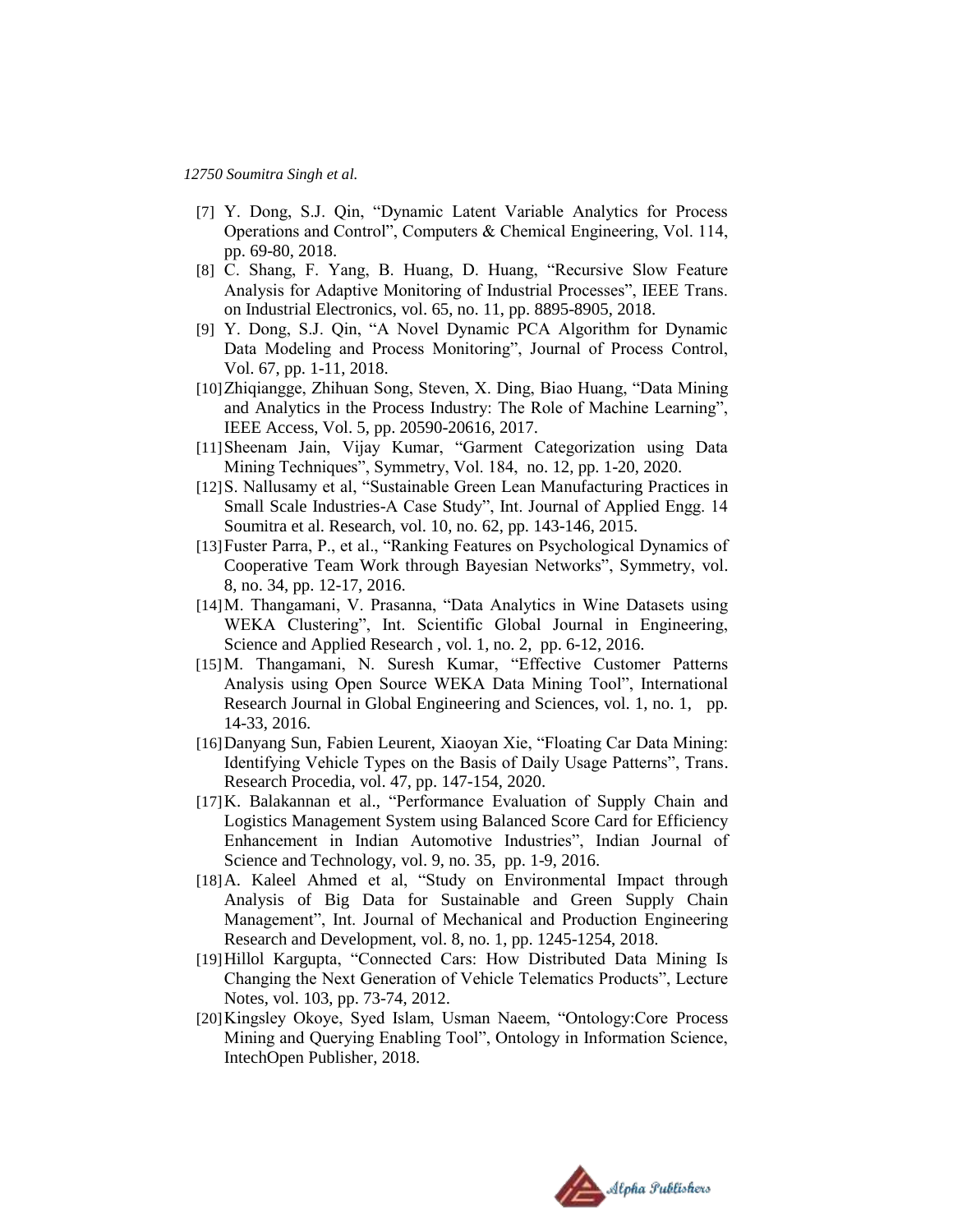[7] Y. Dong, S.J. Qin, "Dynamic Latent Variable Analytics for Process Operations and Control", Computers & Chemical Engineering, Vol. 114, pp. 69-80, 2018.

[8] C. Shang, F. Yang, B. Huang, D. Huang, "Recursive Slow Feature Analysis for Adaptive Monitoring of Industrial Processes", IEEE Trans. on Industrial Electronics, vol. 65, no. 11, pp. 8895-8905, 2018.

[9] Y. Dong, S.J. Qin, "A Novel Dynamic PCA Algorithm for Dynamic Data Modeling and Process Monitoring", Journal of Process Control, Vol. 67, pp. 1-11, 2018.

[10] Zhiqiangge, Zhihuan Song, Steven, X. Ding, Biao Huang, "Data Mining and Analytics in the Process Industry: The Role of Machine Learning", IEEE Access, Vol. 5, pp. 20590-20616, 2017.

[11] Sheenam Jain, Vijay Kumar, "Garment Categorization using Data Mining Techniques", Symmetry, Vol. 184, no. 12, pp. 1-20, 2020.

[12] S. Nallusamy et al, "Sustainable Green Lean Manufacturing Practices in Small Scale Industries-A Case Study", Int. Journal of Applied Engg. 14 Soumitra et al. Research, vol. 10, no. 62, pp. 143-146, 2015.

[13] Fuster Parra, P., et al., "Ranking Features on Psychological Dynamics of Cooperative Team Work through Bayesian Networks", Symmetry, vol. 8, no. 34, pp. 12-17, 2016.

[14] M. Thangamani, V. Prasanna, "Data Analytics in Wine Datasets using WEKA Clustering", Int. Scientific Global Journal in Engineering, Science and Applied Research , vol. 1, no. 2, pp. 6-12, 2016.

[15] M. Thangamani, N. Suresh Kumar, "Effective Customer Patterns Analysis using Open Source WEKA Data Mining Tool", International Research Journal in Global Engineering and Sciences, vol. 1, no. 1, pp. 14-33, 2016.

[16] Danyang Sun, Fabien Leurent, Xiaoyan Xie, "Floating Car Data Mining: Identifying Vehicle Types on the Basis of Daily Usage Patterns", Trans. Research Procedia, vol. 47, pp. 147-154, 2020.

[17] K. Balakannan et al., "Performance Evaluation of Supply Chain and Logistics Management System using Balanced Score Card for Efficiency Enhancement in Indian Automotive Industries", Indian Journal of Science and Technology, vol. 9, no. 35, pp. 1-9, 2016.

[18] A. Kaleel Ahmed et al, "Study on Environmental Impact through Analysis of Big Data for Sustainable and Green Supply Chain Management", Int. Journal of Mechanical and Production Engineering Research and Development, vol. 8, no. 1, pp. 1245-1254, 2018.

[19] Hillol Kargupta, "Connected Cars: How Distributed Data Mining Is Changing the Next Generation of Vehicle Telematics Products", Lecture Notes, vol. 103, pp. 73-74, 2012.

[20] Kingsley Okoye, Syed Islam, Usman Naeem, "Ontology:Core Process Mining and Querying Enabling Tool", Ontology in Information Science, IntechOpen Publisher, 2018.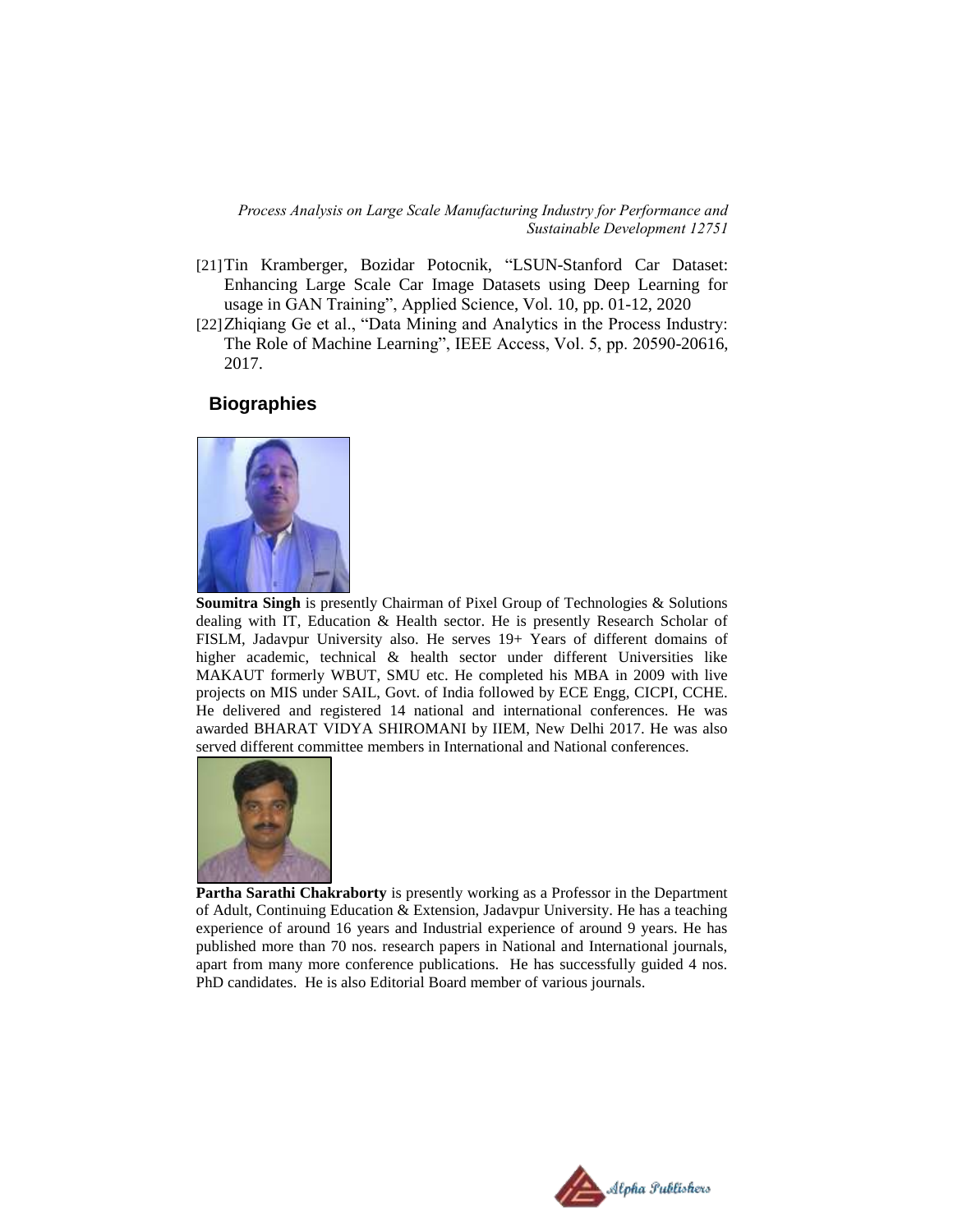[21] Tin Kramberger, Bozidar Potocnik, "LSUN-Stanford Car Dataset: Enhancing Large Scale Car Image Datasets using Deep Learning for usage in GAN Training", Applied Science, Vol. 10, pp. 01-12, 2020

[22] Zhiqiang Ge et al., "Data Mining and Analytics in the Process Industry: The Role of Machine Learning", IEEE Access, Vol. 5, pp. 20590-20616, 2017.

## Biographies

**Soumitra Singh** is presently Chairman of Pixel Group of Technologies & Solutions dealing with IT, Education & Health sector. He is presently Research Scholar of FISLM, Jadavpur University also. He serves 19+ Years of different domains of higher academic, technical & health sector under different Universities like MAKAUT formerly WBUT, SMU etc. He completed his MBA in 2009 with live projects on MIS under SAIL, Govt. of India followed by ECE Engg, CICPI, CCHE. He delivered and registered 14 national and international conferences. He was awarded BHARAT VIDYA SHIROMANI by IIEM, New Delhi 2017. He was also served different committee members in International and National conferences.

**Partha Sarathi Chakraborty** is presently working as a Professor in the Department of Adult, Continuing Education & Extension, Jadavpur University. He has a teaching experience of around 16 years and Industrial experience of around 9 years. He has published more than 70 nos. research papers in National and International journals, apart from many more conference publications. He has successfully guided 4 nos. PhD candidates. He is also Editorial Board member of various journals.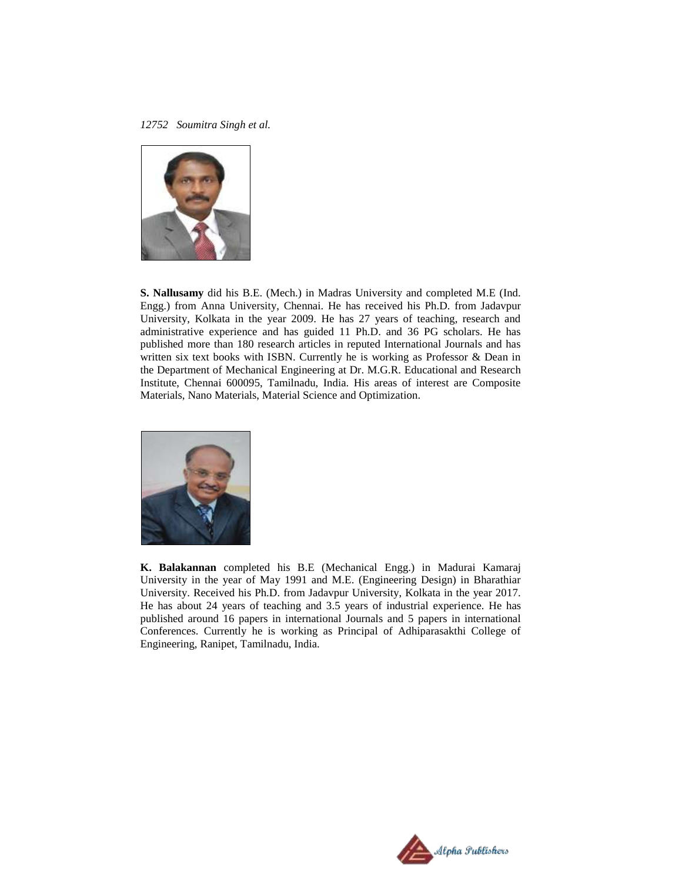**S. Nallusamy** did his B.E. (Mech.) in Madras University and completed M.E (Ind. Engg.) from Anna University, Chennai. He has received his Ph.D. from Jadavpur University, Kolkata in the year 2009. He has 27 years of teaching, research and administrative experience and has guided 11 Ph.D. and 36 PG scholars. He has published more than 180 research articles in reputed International Journals and has written six text books with ISBN. Currently he is working as Professor & Dean in the Department of Mechanical Engineering at Dr. M.G.R. Educational and Research Institute, Chennai 600095, Tamilnadu, India. His areas of interest are Composite Materials, Nano Materials, Material Science and Optimization.

**K. Balakannan** completed his B.E (Mechanical Engg.) in Madurai Kamaraj University in the year of May 1991 and M.E. (Engineering Design) in Bharathiar University. Received his Ph.D. from Jadavpur University, Kolkata in the year 2017. He has about 24 years of teaching and 3.5 years of industrial experience. He has published around 16 papers in international Journals and 5 papers in international Conferences. Currently he is working as Principal of Adhiparasakthi College of Engineering, Ranipet, Tamilnadu, India.